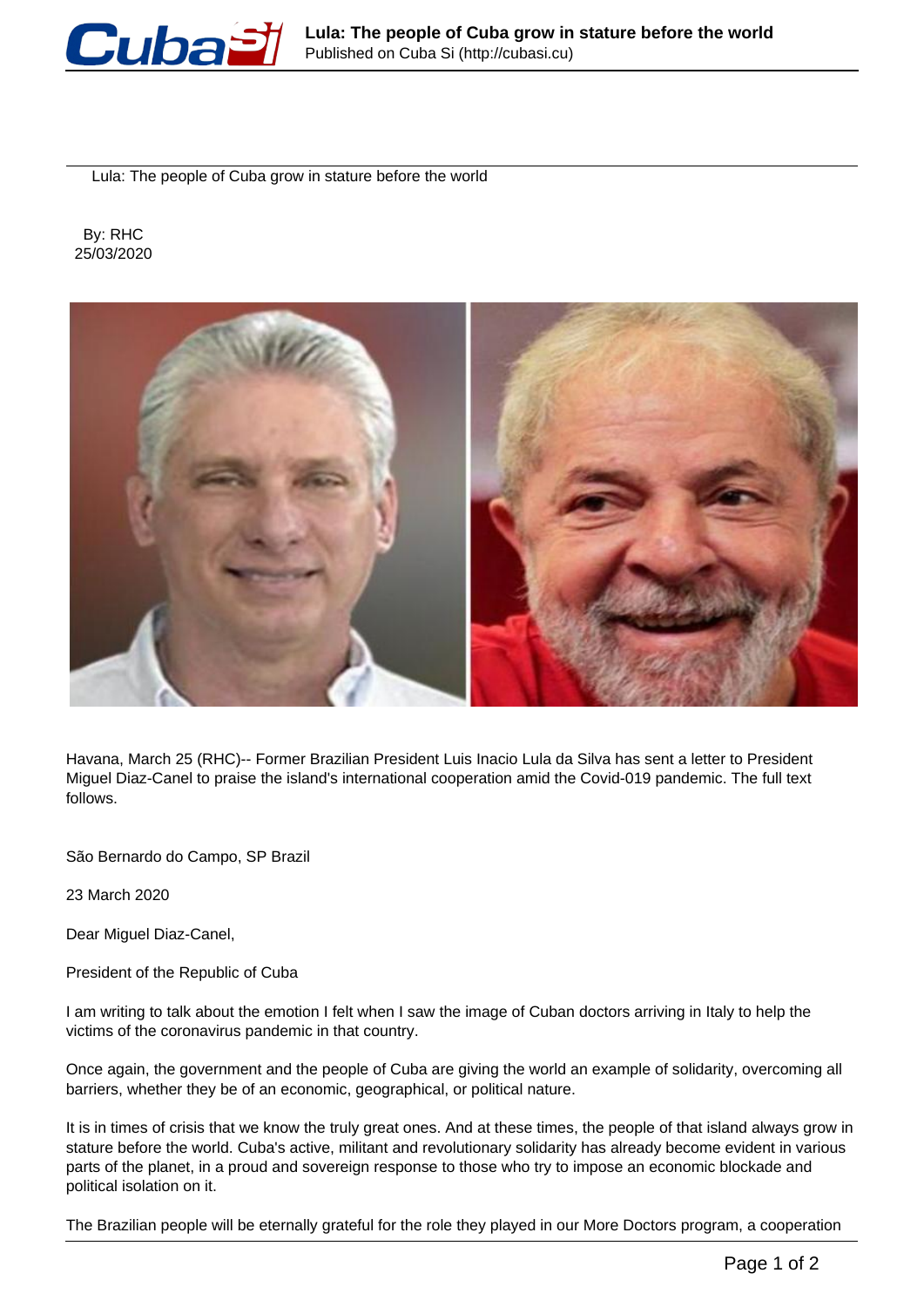# Lula: The people of Cuba grow in stature before the world

By: RHC
25/03/2020

Havana, March 25 (RHC)-- Former Brazilian President Luis Inacio Lula da Silva has sent a letter to President Miguel Diaz-Canel to praise the island's international cooperation amid the Covid-019 pandemic. The full text follows.

São Bernardo do Campo, SP Brazil

23 March 2020

Dear Miguel Diaz-Canel,

President of the Republic of Cuba

I am writing to talk about the emotion I felt when I saw the image of Cuban doctors arriving in Italy to help the victims of the coronavirus pandemic in that country.

Once again, the government and the people of Cuba are giving the world an example of solidarity, overcoming all barriers, whether they be of an economic, geographical, or political nature.

It is in times of crisis that we know the truly great ones. And at these times, the people of that island always grow in stature before the world. Cuba's active, militant and revolutionary solidarity has already become evident in various parts of the planet, in a proud and sovereign response to those who try to impose an economic blockade and political isolation on it.

The Brazilian people will be eternally grateful for the role they played in our More Doctors program, a cooperation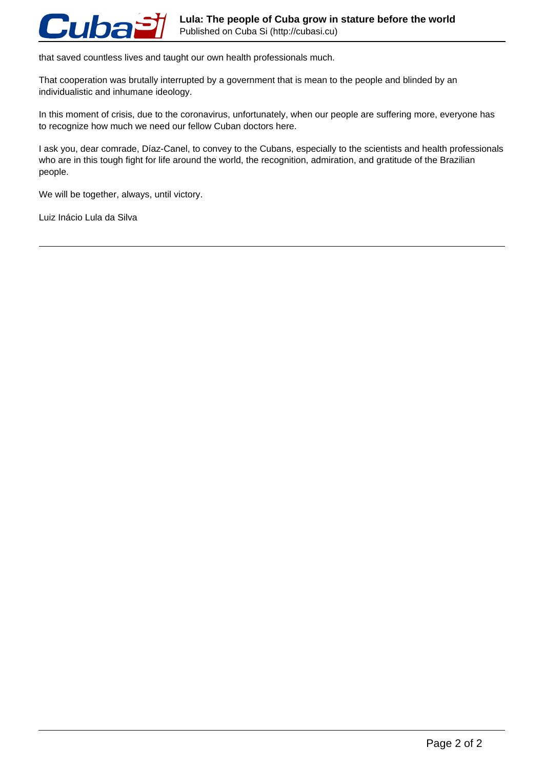that saved countless lives and taught our own health professionals much.

That cooperation was brutally interrupted by a government that is mean to the people and blinded by an individualistic and inhumane ideology.

In this moment of crisis, due to the coronavirus, unfortunately, when our people are suffering more, everyone has to recognize how much we need our fellow Cuban doctors here.

I ask you, dear comrade, Díaz-Canel, to convey to the Cubans, especially to the scientists and health professionals who are in this tough fight for life around the world, the recognition, admiration, and gratitude of the Brazilian people.

We will be together, always, until victory.

Luiz Inácio Lula da Silva